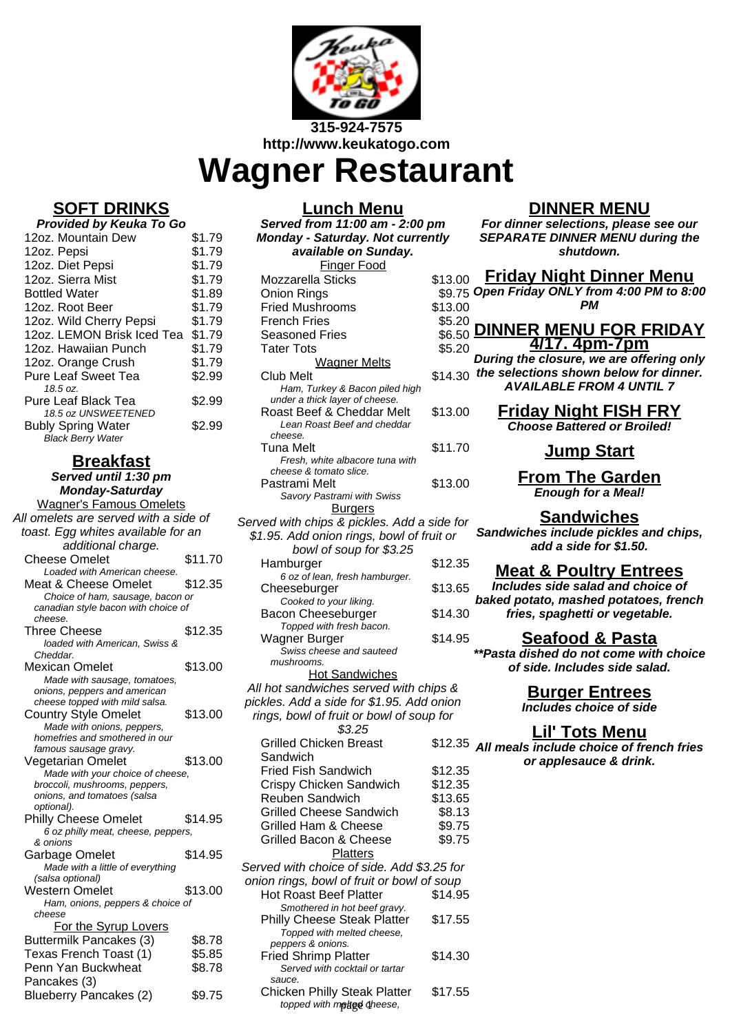315-924-7575
http://www.keukatogo.com

# Wagner Restaurant

## SOFT DRINKS

***Provided by Keuka To Go***

| Item | Price |
|---|---|
| 12oz. Mountain Dew | $1.79 |
| 12oz. Pepsi | $1.79 |
| 12oz. Diet Pepsi | $1.79 |
| 12oz. Sierra Mist | $1.79 |
| Bottled Water | $1.89 |
| 12oz. Root Beer | $1.79 |
| 12oz. Wild Cherry Pepsi | $1.79 |
| 12oz. LEMON Brisk Iced Tea | $1.79 |
| 12oz. Hawaiian Punch | $1.79 |
| 12oz. Orange Crush | $1.79 |
| Pure Leaf Sweet Tea<br>*18.5 oz.* | $2.99 |
| Pure Leaf Black Tea<br>*18.5 oz UNSWEETENED* | $2.99 |
| Bubly Spring Water<br>*Black Berry Water* | $2.99 |

## Breakfast

***Served until 1:30 pm Monday-Saturday***

Wagner's Famous Omelets

*All omelets are served with a side of toast. Egg whites available for an additional charge.*

| Item | Price |
|---|---|
| Cheese Omelet<br>*Loaded with American cheese.* | $11.70 |
| Meat & Cheese Omelet<br>*Choice of ham, sausage, bacon or canadian style bacon with choice of cheese.* | $12.35 |
| Three Cheese<br>*loaded with American, Swiss & Cheddar.* | $12.35 |
| Mexican Omelet<br>*Made with sausage, tomatoes, onions, peppers and american cheese topped with mild salsa.* | $13.00 |
| Country Style Omelet<br>*Made with onions, peppers, homefries and smothered in our famous sausage gravy.* | $13.00 |
| Vegetarian Omelet<br>*Made with your choice of cheese, broccoli, mushrooms, peppers, onions, and tomatoes (salsa optional).* | $13.00 |
| Philly Cheese Omelet<br>*6 oz philly meat, cheese, peppers, & onions* | $14.95 |
| Garbage Omelet<br>*Made with a little of everything (salsa optional)* | $14.95 |
| Western Omelet<br>*Ham, onions, peppers & choice of cheese* | $13.00 |

For the Syrup Lovers

| Item | Price |
|---|---|
| Buttermilk Pancakes (3) | $8.78 |
| Texas French Toast (1) | $5.85 |
| Penn Yan Buckwheat Pancakes (3) | $8.78 |
| Blueberry Pancakes (2) | $9.75 |

## Lunch Menu

***Served from 11:00 am - 2:00 pm Monday - Saturday. Not currently available on Sunday.***

Finger Food

| Item | Price |
|---|---|
| Mozzarella Sticks | $13.00 |
| Onion Rings | $9.75 |
| Fried Mushrooms | $13.00 |
| French Fries | $5.20 |
| Seasoned Fries | $6.50 |
| Tater Tots | $5.20 |

Wagner Melts

| Item | Price |
|---|---|
| Club Melt<br>*Ham, Turkey & Bacon piled high under a thick layer of cheese.* | $14.30 |
| Roast Beef & Cheddar Melt<br>*Lean Roast Beef and cheddar cheese.* | $13.00 |
| Tuna Melt<br>*Fresh, white albacore tuna with cheese & tomato slice.* | $11.70 |
| Pastrami Melt<br>*Savory Pastrami with Swiss* | $13.00 |

Burgers

*Served with chips & pickles. Add a side for $1.95. Add onion rings, bowl of fruit or bowl of soup for $3.25*

| Item | Price |
|---|---|
| Hamburger<br>*6 oz of lean, fresh hamburger.* | $12.35 |
| Cheeseburger<br>*Cooked to your liking.* | $13.65 |
| Bacon Cheeseburger<br>*Topped with fresh bacon.* | $14.30 |
| Wagner Burger<br>*Swiss cheese and sauteed mushrooms.* | $14.95 |

Hot Sandwiches

*All hot sandwiches served with chips & pickles. Add a side for $1.95. Add onion rings, bowl of fruit or bowl of soup for $3.25*

| Item | Price |
|---|---|
| Grilled Chicken Breast Sandwich | $12.35 |
| Fried Fish Sandwich | $12.35 |
| Crispy Chicken Sandwich | $12.35 |
| Reuben Sandwich | $13.65 |
| Grilled Cheese Sandwich | $8.13 |
| Grilled Ham & Cheese | $9.75 |
| Grilled Bacon & Cheese | $9.75 |

Platters

*Served with choice of side. Add $3.25 for onion rings, bowl of fruit or bowl of soup*

| Item | Price |
|---|---|
| Hot Roast Beef Platter<br>*Smothered in hot beef gravy.* | $14.95 |
| Philly Cheese Steak Platter<br>*Topped with melted cheese, peppers & onions.* | $17.55 |
| Fried Shrimp Platter<br>*Served with cocktail or tartar sauce.* | $14.30 |
| Chicken Philly Steak Platter<br>*topped with melted cheese,* | $17.55 |

## DINNER MENU

***For dinner selections, please see our SEPARATE DINNER MENU during the shutdown.***

## Friday Night Dinner Menu

***Open Friday ONLY from 4:00 PM to 8:00 PM***

## DINNER MENU FOR FRIDAY 4/17. 4pm-7pm

***During the closure, we are offering only the selections shown below for dinner. AVAILABLE FROM 4 UNTIL 7***

## Friday Night FISH FRY

***Choose Battered or Broiled!***

## Jump Start

## From The Garden

***Enough for a Meal!***

## Sandwiches

***Sandwiches include pickles and chips, add a side for $1.50.***

## Meat & Poultry Entrees

***Includes side salad and choice of baked potato, mashed potatoes, french fries, spaghetti or vegetable.***

## Seafood & Pasta

*****Pasta dished do not come with choice of side. Includes side salad.***

## Burger Entrees

***Includes choice of side***

## Lil' Tots Menu

***All meals include choice of french fries or applesauce & drink.***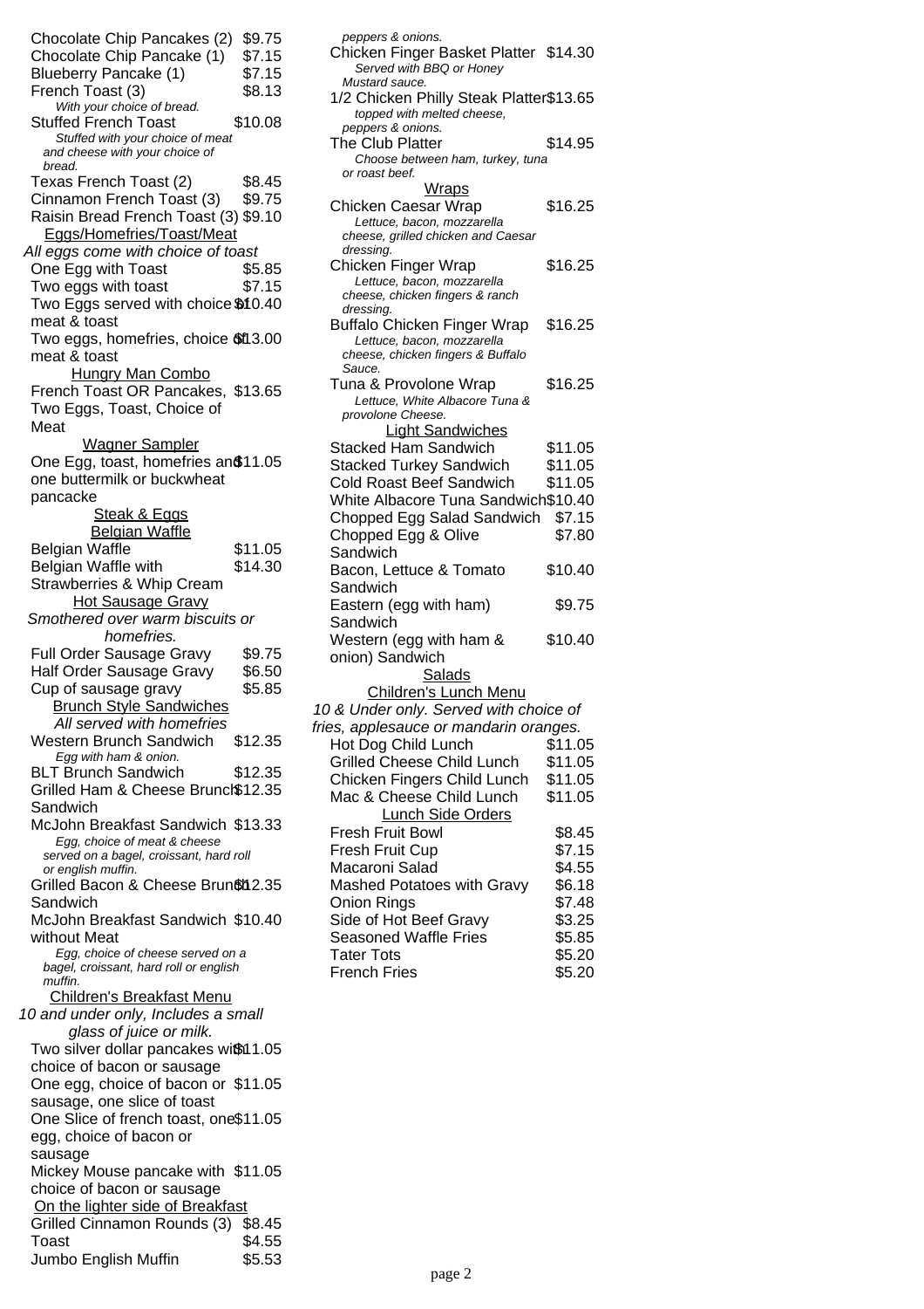Chocolate Chip Pancakes (2) $9.75
Chocolate Chip Pancake (1) $7.15
Blueberry Pancake (1) $7.15
French Toast (3) $8.13
*With your choice of bread.*
Stuffed French Toast $10.08
*Stuffed with your choice of meat and cheese with your choice of bread.*
Texas French Toast (2) $8.45
Cinnamon French Toast (3) $9.75
Raisin Bread French Toast (3) $9.10

## Eggs/Homefries/Toast/Meat

*All eggs come with choice of toast*

One Egg with Toast $5.85
Two eggs with toast $7.15
Two Eggs served with choice of meat & toast $10.40
Two eggs, homefries, choice of meat & toast $13.00

## Hungry Man Combo

French Toast OR Pancakes, Two Eggs, Toast, Choice of Meat $13.65

## Wagner Sampler

One Egg, toast, homefries and one buttermilk or buckwheat pancacke $11.05

## Steak & Eggs

## Belgian Waffle

Belgian Waffle $11.05
Belgian Waffle with Strawberries & Whip Cream $14.30

## Hot Sausage Gravy

*Smothered over warm biscuits or homefries.*

Full Order Sausage Gravy $9.75
Half Order Sausage Gravy $6.50
Cup of sausage gravy $5.85

## Brunch Style Sandwiches

*All served with homefries*

Western Brunch Sandwich $12.35
*Egg with ham & onion.*
BLT Brunch Sandwich $12.35
Grilled Ham & Cheese Brunch Sandwich $12.35
McJohn Breakfast Sandwich $13.33
*Egg, choice of meat & cheese served on a bagel, croissant, hard roll or english muffin.*
Grilled Bacon & Cheese Brunch Sandwich $12.35
McJohn Breakfast Sandwich without Meat $10.40
*Egg, choice of cheese served on a bagel, croissant, hard roll or english muffin.*

## Children's Breakfast Menu

*10 and under only, Includes a small glass of juice or milk.*

Two silver dollar pancakes with choice of bacon or sausage $11.05
One egg, choice of bacon or sausage, one slice of toast $11.05
One Slice of french toast, one egg, choice of bacon or sausage $11.05
Mickey Mouse pancake with choice of bacon or sausage $11.05

## On the lighter side of Breakfast

Grilled Cinnamon Rounds (3) $8.45
Toast $4.55
Jumbo English Muffin $5.53

*peppers & onions.*
Chicken Finger Basket Platter $14.30
*Served with BBQ or Honey Mustard sauce.*
1/2 Chicken Philly Steak Platter $13.65
*topped with melted cheese, peppers & onions.*
The Club Platter $14.95
*Choose between ham, turkey, tuna or roast beef.*

## Wraps

Chicken Caesar Wrap $16.25
*Lettuce, bacon, mozzarella cheese, grilled chicken and Caesar dressing.*
Chicken Finger Wrap $16.25
*Lettuce, bacon, mozzarella cheese, chicken fingers & ranch dressing.*
Buffalo Chicken Finger Wrap $16.25
*Lettuce, bacon, mozzarella cheese, chicken fingers & Buffalo Sauce.*
Tuna & Provolone Wrap $16.25
*Lettuce, White Albacore Tuna & provolone Cheese.*

## Light Sandwiches

Stacked Ham Sandwich $11.05
Stacked Turkey Sandwich $11.05
Cold Roast Beef Sandwich $11.05
White Albacore Tuna Sandwich $10.40
Chopped Egg Salad Sandwich $7.15
Chopped Egg & Olive Sandwich $7.80
Bacon, Lettuce & Tomato Sandwich $10.40
Eastern (egg with ham) Sandwich $9.75
Western (egg with ham & onion) Sandwich $10.40

## Salads

## Children's Lunch Menu

*10 & Under only. Served with choice of fries, applesauce or mandarin oranges.*

Hot Dog Child Lunch $11.05
Grilled Cheese Child Lunch $11.05
Chicken Fingers Child Lunch $11.05
Mac & Cheese Child Lunch $11.05

## Lunch Side Orders

Fresh Fruit Bowl $8.45
Fresh Fruit Cup $7.15
Macaroni Salad $4.55
Mashed Potatoes with Gravy $6.18
Onion Rings $7.48
Side of Hot Beef Gravy $3.25
Seasoned Waffle Fries $5.85
Tater Tots $5.20
French Fries $5.20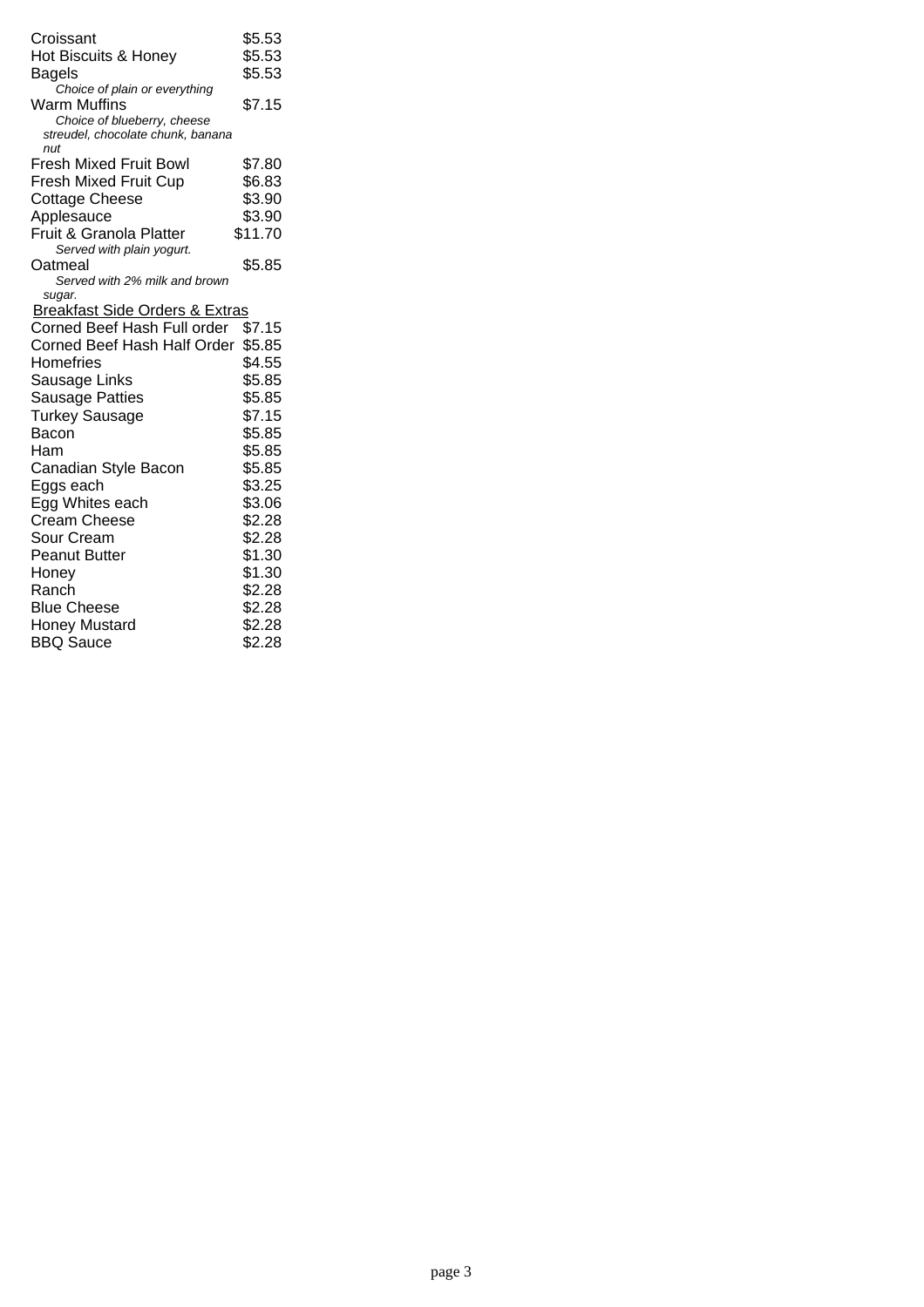| | |
|---|---|
| Croissant | $5.53 |
| Hot Biscuits & Honey | $5.53 |
| Bagels<br>*Choice of plain or everything* | $5.53 |
| Warm Muffins<br>*Choice of blueberry, cheese streudel, chocolate chunk, banana nut* | $7.15 |
| Fresh Mixed Fruit Bowl | $7.80 |
| Fresh Mixed Fruit Cup | $6.83 |
| Cottage Cheese | $3.90 |
| Applesauce | $3.90 |
| Fruit & Granola Platter<br>*Served with plain yogurt.* | $11.70 |
| Oatmeal<br>*Served with 2% milk and brown sugar.* | $5.85 |

## Breakfast Side Orders & Extras

| | |
|---|---|
| Corned Beef Hash Full order | $7.15 |
| Corned Beef Hash Half Order | $5.85 |
| Homefries | $4.55 |
| Sausage Links | $5.85 |
| Sausage Patties | $5.85 |
| Turkey Sausage | $7.15 |
| Bacon | $5.85 |
| Ham | $5.85 |
| Canadian Style Bacon | $5.85 |
| Eggs each | $3.25 |
| Egg Whites each | $3.06 |
| Cream Cheese | $2.28 |
| Sour Cream | $2.28 |
| Peanut Butter | $1.30 |
| Honey | $1.30 |
| Ranch | $2.28 |
| Blue Cheese | $2.28 |
| Honey Mustard | $2.28 |
| BBQ Sauce | $2.28 |